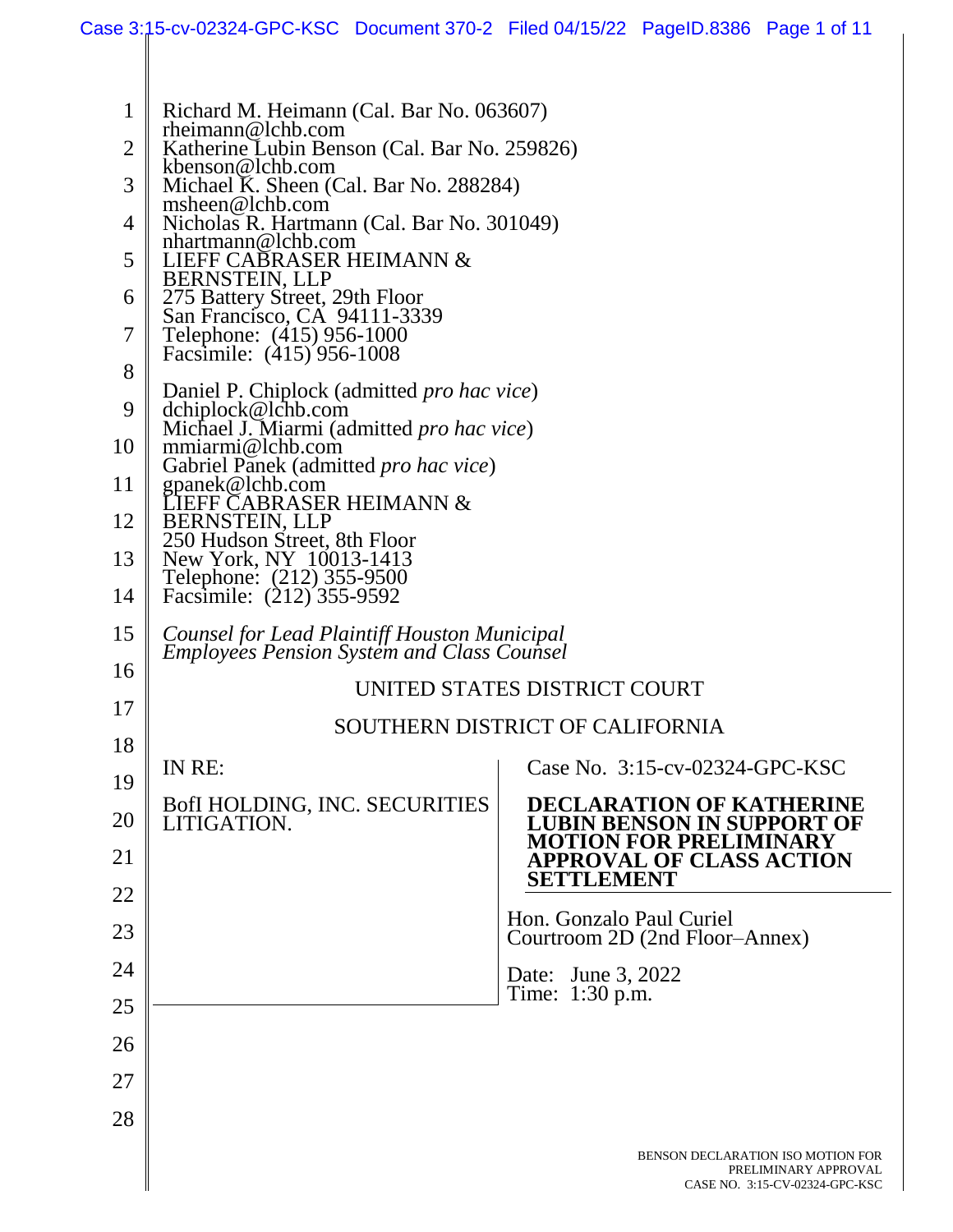Richard M. Heimann (Cal. Bar No. 063607)
rheimann@lchb.com
Katherine Lubin Benson (Cal. Bar No. 259826)
kbenson@lchb.com
Michael K. Sheen (Cal. Bar No. 288284)
msheen@lchb.com
Nicholas R. Hartmann (Cal. Bar No. 301049)
nhartmann@lchb.com
LIEFF CABRASER HEIMANN &
BERNSTEIN, LLP
275 Battery Street, 29th Floor
San Francisco, CA 94111-3339
Telephone: (415) 956-1000
Facsimile: (415) 956-1008

Daniel P. Chiplock (admitted *pro hac vice*)
dchiplock@lchb.com
Michael J. Miarmi (admitted *pro hac vice*)
mmiarmi@lchb.com
Gabriel Panek (admitted *pro hac vice*)
gpanek@lchb.com
LIEFF CABRASER HEIMANN &
BERNSTEIN, LLP
250 Hudson Street, 8th Floor
New York, NY 10013-1413
Telephone: (212) 355-9500
Facsimile: (212) 355-9592

*Counsel for Lead Plaintiff Houston Municipal Employees Pension System and Class Counsel*

UNITED STATES DISTRICT COURT

SOUTHERN DISTRICT OF CALIFORNIA

IN RE:

BofI HOLDING, INC. SECURITIES LITIGATION.

Case No. 3:15-cv-02324-GPC-KSC

**DECLARATION OF KATHERINE LUBIN BENSON IN SUPPORT OF MOTION FOR PRELIMINARY APPROVAL OF CLASS ACTION SETTLEMENT**

Hon. Gonzalo Paul Curiel
Courtroom 2D (2nd Floor–Annex)

Date: June 3, 2022
Time: 1:30 p.m.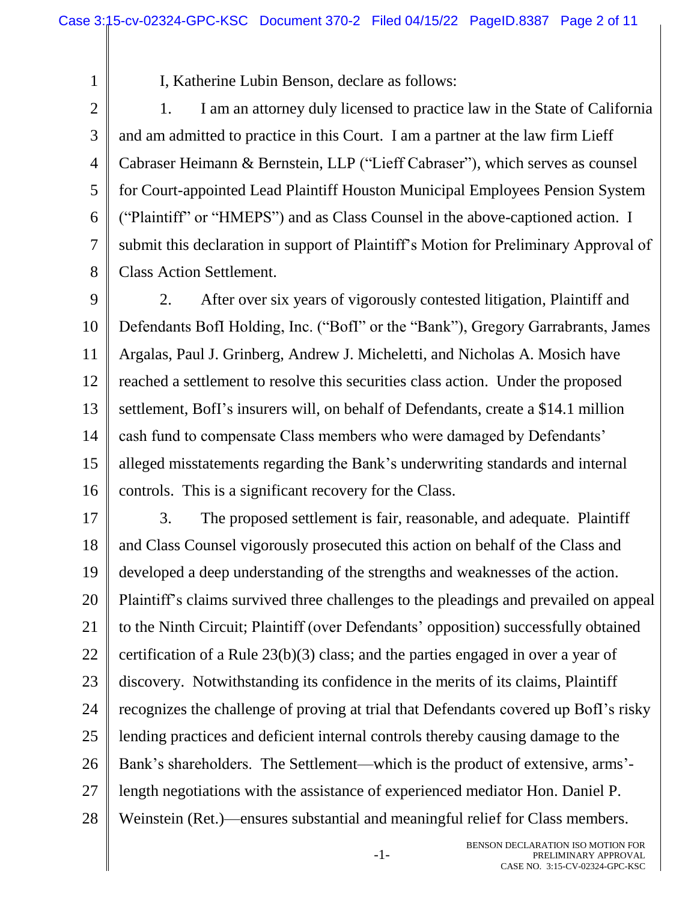I, Katherine Lubin Benson, declare as follows:

1. I am an attorney duly licensed to practice law in the State of California and am admitted to practice in this Court. I am a partner at the law firm Lieff Cabraser Heimann & Bernstein, LLP ("Lieff Cabraser"), which serves as counsel for Court-appointed Lead Plaintiff Houston Municipal Employees Pension System ("Plaintiff" or "HMEPS") and as Class Counsel in the above-captioned action. I submit this declaration in support of Plaintiff's Motion for Preliminary Approval of Class Action Settlement.

2. After over six years of vigorously contested litigation, Plaintiff and Defendants BofI Holding, Inc. ("BofI" or the "Bank"), Gregory Garrabrants, James Argalas, Paul J. Grinberg, Andrew J. Micheletti, and Nicholas A. Mosich have reached a settlement to resolve this securities class action. Under the proposed settlement, BofI's insurers will, on behalf of Defendants, create a $14.1 million cash fund to compensate Class members who were damaged by Defendants' alleged misstatements regarding the Bank's underwriting standards and internal controls. This is a significant recovery for the Class.

3. The proposed settlement is fair, reasonable, and adequate. Plaintiff and Class Counsel vigorously prosecuted this action on behalf of the Class and developed a deep understanding of the strengths and weaknesses of the action. Plaintiff's claims survived three challenges to the pleadings and prevailed on appeal to the Ninth Circuit; Plaintiff (over Defendants' opposition) successfully obtained certification of a Rule 23(b)(3) class; and the parties engaged in over a year of discovery. Notwithstanding its confidence in the merits of its claims, Plaintiff recognizes the challenge of proving at trial that Defendants covered up BofI's risky lending practices and deficient internal controls thereby causing damage to the Bank's shareholders. The Settlement—which is the product of extensive, arms'-length negotiations with the assistance of experienced mediator Hon. Daniel P. Weinstein (Ret.)—ensures substantial and meaningful relief for Class members.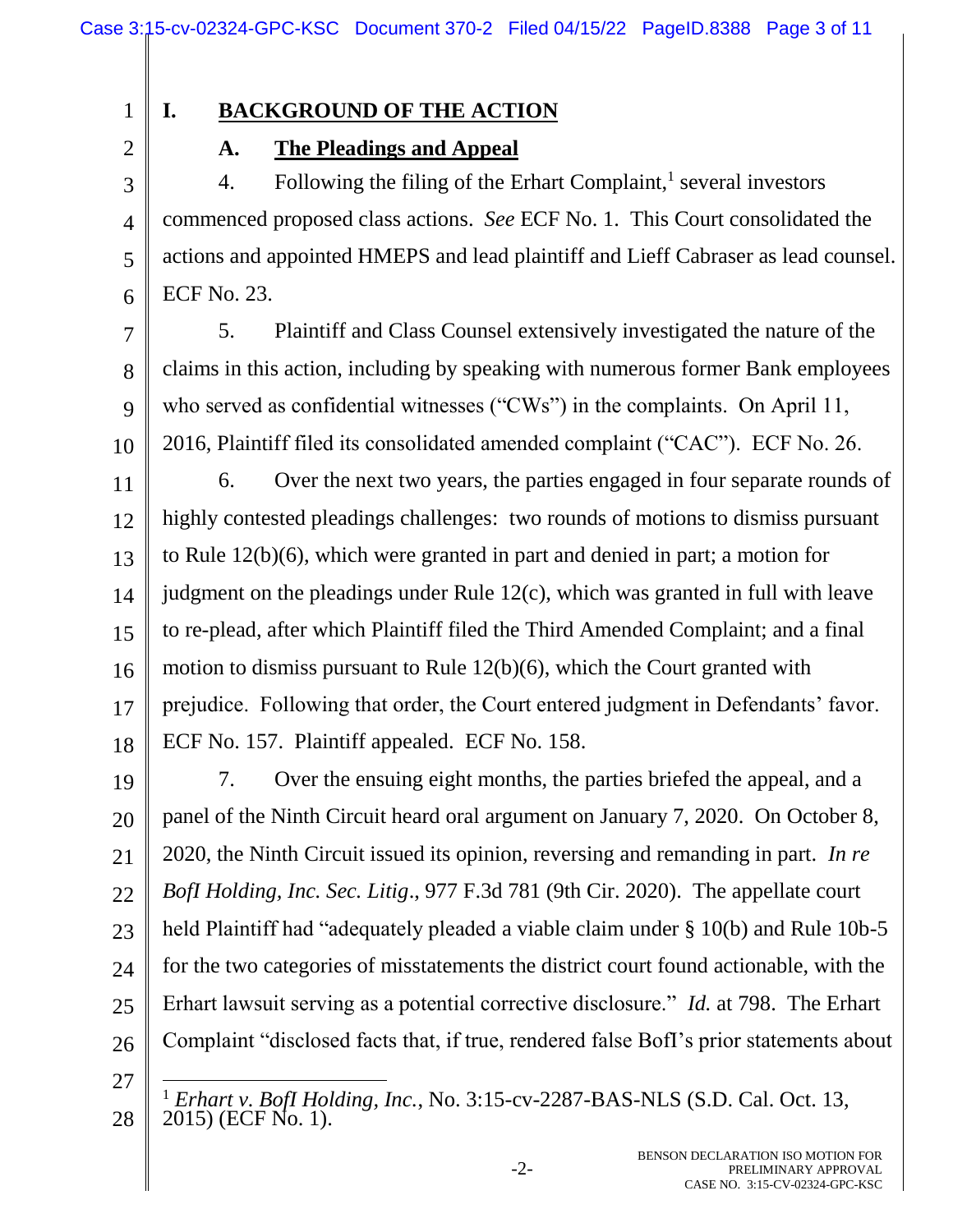# I. BACKGROUND OF THE ACTION

## A. The Pleadings and Appeal

4. Following the filing of the Erhart Complaint,[1] several investors commenced proposed class actions. *See* ECF No. 1. This Court consolidated the actions and appointed HMEPS and lead plaintiff and Lieff Cabraser as lead counsel. ECF No. 23.

5. Plaintiff and Class Counsel extensively investigated the nature of the claims in this action, including by speaking with numerous former Bank employees who served as confidential witnesses ("CWs") in the complaints. On April 11, 2016, Plaintiff filed its consolidated amended complaint ("CAC"). ECF No. 26.

6. Over the next two years, the parties engaged in four separate rounds of highly contested pleadings challenges: two rounds of motions to dismiss pursuant to Rule 12(b)(6), which were granted in part and denied in part; a motion for judgment on the pleadings under Rule 12(c), which was granted in full with leave to re-plead, after which Plaintiff filed the Third Amended Complaint; and a final motion to dismiss pursuant to Rule 12(b)(6), which the Court granted with prejudice. Following that order, the Court entered judgment in Defendants' favor. ECF No. 157. Plaintiff appealed. ECF No. 158.

7. Over the ensuing eight months, the parties briefed the appeal, and a panel of the Ninth Circuit heard oral argument on January 7, 2020. On October 8, 2020, the Ninth Circuit issued its opinion, reversing and remanding in part. *In re BofI Holding, Inc. Sec. Litig*., 977 F.3d 781 (9th Cir. 2020). The appellate court held Plaintiff had "adequately pleaded a viable claim under § 10(b) and Rule 10b-5 for the two categories of misstatements the district court found actionable, with the Erhart lawsuit serving as a potential corrective disclosure." *Id.* at 798. The Erhart Complaint "disclosed facts that, if true, rendered false BofI's prior statements about

---

[1] *Erhart v. BofI Holding, Inc.*, No. 3:15-cv-2287-BAS-NLS (S.D. Cal. Oct. 13, 2015) (ECF No. 1).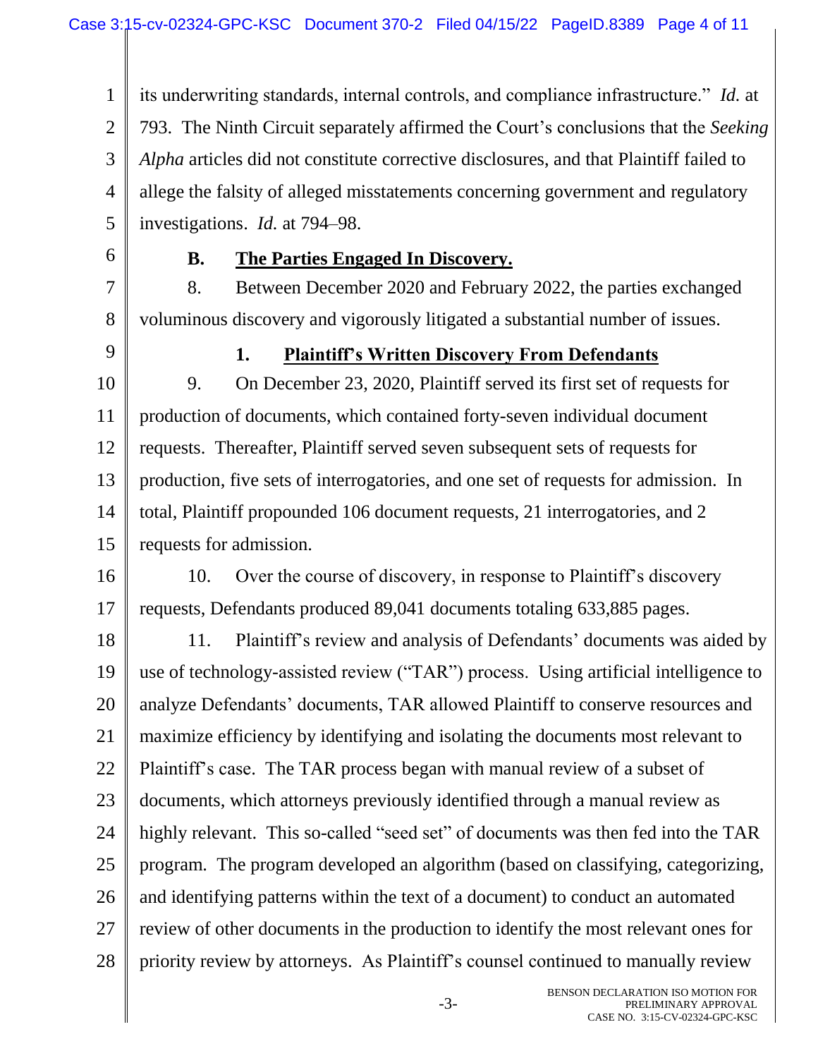its underwriting standards, internal controls, and compliance infrastructure." *Id.* at 793. The Ninth Circuit separately affirmed the Court's conclusions that the *Seeking Alpha* articles did not constitute corrective disclosures, and that Plaintiff failed to allege the falsity of alleged misstatements concerning government and regulatory investigations. *Id.* at 794–98.

### B. **The Parties Engaged In Discovery.**

8. Between December 2020 and February 2022, the parties exchanged voluminous discovery and vigorously litigated a substantial number of issues.

#### 1. **Plaintiff's Written Discovery From Defendants**

9. On December 23, 2020, Plaintiff served its first set of requests for production of documents, which contained forty-seven individual document requests. Thereafter, Plaintiff served seven subsequent sets of requests for production, five sets of interrogatories, and one set of requests for admission. In total, Plaintiff propounded 106 document requests, 21 interrogatories, and 2 requests for admission.

10. Over the course of discovery, in response to Plaintiff's discovery requests, Defendants produced 89,041 documents totaling 633,885 pages.

11. Plaintiff's review and analysis of Defendants' documents was aided by use of technology-assisted review ("TAR") process. Using artificial intelligence to analyze Defendants' documents, TAR allowed Plaintiff to conserve resources and maximize efficiency by identifying and isolating the documents most relevant to Plaintiff's case. The TAR process began with manual review of a subset of documents, which attorneys previously identified through a manual review as highly relevant. This so-called "seed set" of documents was then fed into the TAR program. The program developed an algorithm (based on classifying, categorizing, and identifying patterns within the text of a document) to conduct an automated review of other documents in the production to identify the most relevant ones for priority review by attorneys. As Plaintiff's counsel continued to manually review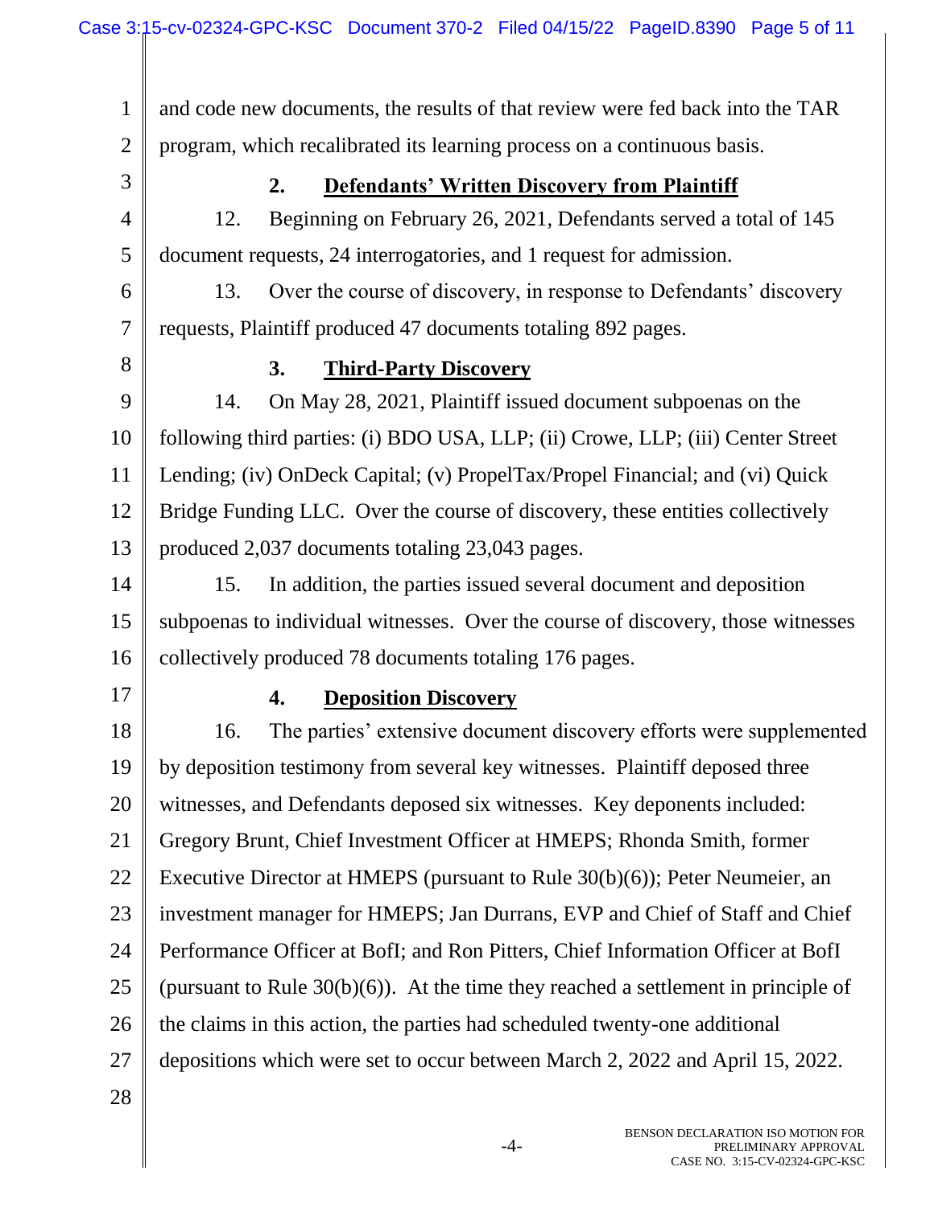and code new documents, the results of that review were fed back into the TAR program, which recalibrated its learning process on a continuous basis.

### 2. **Defendants' Written Discovery from Plaintiff**

12. Beginning on February 26, 2021, Defendants served a total of 145 document requests, 24 interrogatories, and 1 request for admission.

13. Over the course of discovery, in response to Defendants' discovery requests, Plaintiff produced 47 documents totaling 892 pages.

### 3. **Third-Party Discovery**

14. On May 28, 2021, Plaintiff issued document subpoenas on the following third parties: (i) BDO USA, LLP; (ii) Crowe, LLP; (iii) Center Street Lending; (iv) OnDeck Capital; (v) PropelTax/Propel Financial; and (vi) Quick Bridge Funding LLC. Over the course of discovery, these entities collectively produced 2,037 documents totaling 23,043 pages.

15. In addition, the parties issued several document and deposition subpoenas to individual witnesses. Over the course of discovery, those witnesses collectively produced 78 documents totaling 176 pages.

### 4. **Deposition Discovery**

16. The parties' extensive document discovery efforts were supplemented by deposition testimony from several key witnesses. Plaintiff deposed three witnesses, and Defendants deposed six witnesses. Key deponents included: Gregory Brunt, Chief Investment Officer at HMEPS; Rhonda Smith, former Executive Director at HMEPS (pursuant to Rule 30(b)(6)); Peter Neumeier, an investment manager for HMEPS; Jan Durrans, EVP and Chief of Staff and Chief Performance Officer at BofI; and Ron Pitters, Chief Information Officer at BofI (pursuant to Rule 30(b)(6)). At the time they reached a settlement in principle of the claims in this action, the parties had scheduled twenty-one additional depositions which were set to occur between March 2, 2022 and April 15, 2022.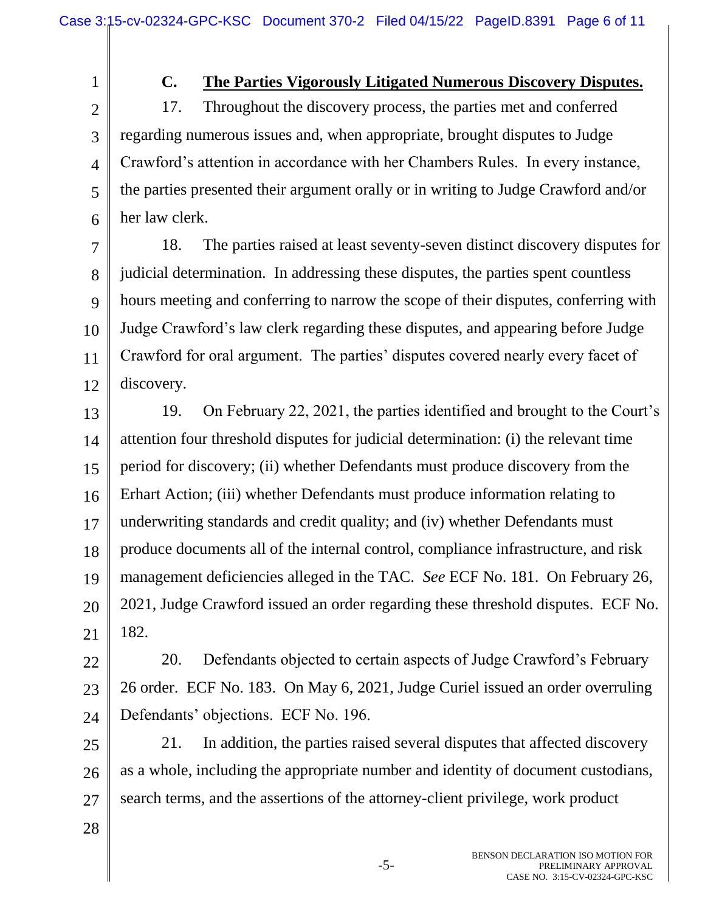### C. **The Parties Vigorously Litigated Numerous Discovery Disputes.**

17. Throughout the discovery process, the parties met and conferred regarding numerous issues and, when appropriate, brought disputes to Judge Crawford's attention in accordance with her Chambers Rules. In every instance, the parties presented their argument orally or in writing to Judge Crawford and/or her law clerk.

18. The parties raised at least seventy-seven distinct discovery disputes for judicial determination. In addressing these disputes, the parties spent countless hours meeting and conferring to narrow the scope of their disputes, conferring with Judge Crawford's law clerk regarding these disputes, and appearing before Judge Crawford for oral argument. The parties' disputes covered nearly every facet of discovery.

19. On February 22, 2021, the parties identified and brought to the Court's attention four threshold disputes for judicial determination: (i) the relevant time period for discovery; (ii) whether Defendants must produce discovery from the Erhart Action; (iii) whether Defendants must produce information relating to underwriting standards and credit quality; and (iv) whether Defendants must produce documents all of the internal control, compliance infrastructure, and risk management deficiencies alleged in the TAC. *See* ECF No. 181. On February 26, 2021, Judge Crawford issued an order regarding these threshold disputes. ECF No. 182.

20. Defendants objected to certain aspects of Judge Crawford's February 26 order. ECF No. 183. On May 6, 2021, Judge Curiel issued an order overruling Defendants' objections. ECF No. 196.

21. In addition, the parties raised several disputes that affected discovery as a whole, including the appropriate number and identity of document custodians, search terms, and the assertions of the attorney-client privilege, work product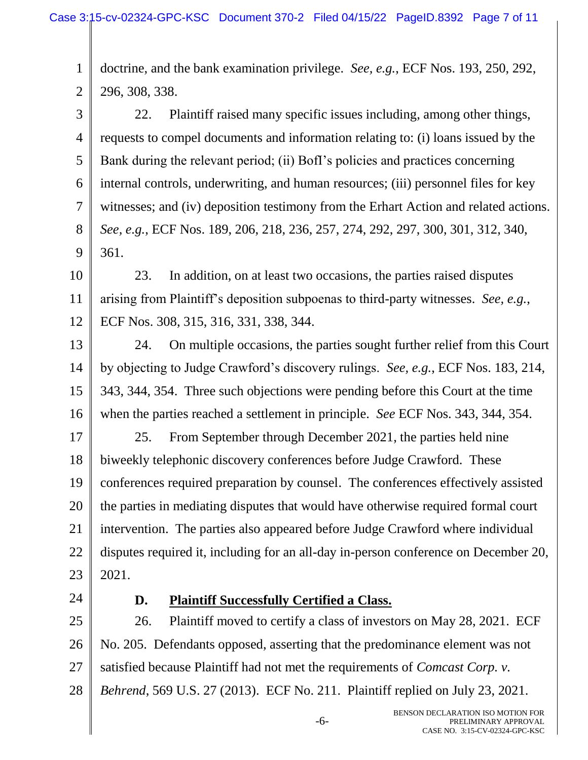doctrine, and the bank examination privilege. *See, e.g.*, ECF Nos. 193, 250, 292, 296, 308, 338.

22. Plaintiff raised many specific issues including, among other things, requests to compel documents and information relating to: (i) loans issued by the Bank during the relevant period; (ii) BofI's policies and practices concerning internal controls, underwriting, and human resources; (iii) personnel files for key witnesses; and (iv) deposition testimony from the Erhart Action and related actions. *See, e.g.*, ECF Nos. 189, 206, 218, 236, 257, 274, 292, 297, 300, 301, 312, 340, 361.

23. In addition, on at least two occasions, the parties raised disputes arising from Plaintiff's deposition subpoenas to third-party witnesses. *See, e.g.*, ECF Nos. 308, 315, 316, 331, 338, 344.

24. On multiple occasions, the parties sought further relief from this Court by objecting to Judge Crawford's discovery rulings. *See, e.g.*, ECF Nos. 183, 214, 343, 344, 354. Three such objections were pending before this Court at the time when the parties reached a settlement in principle. *See* ECF Nos. 343, 344, 354.

25. From September through December 2021, the parties held nine biweekly telephonic discovery conferences before Judge Crawford. These conferences required preparation by counsel. The conferences effectively assisted the parties in mediating disputes that would have otherwise required formal court intervention. The parties also appeared before Judge Crawford where individual disputes required it, including for an all-day in-person conference on December 20, 2021.

### D. Plaintiff Successfully Certified a Class.

26. Plaintiff moved to certify a class of investors on May 28, 2021. ECF No. 205. Defendants opposed, asserting that the predominance element was not satisfied because Plaintiff had not met the requirements of *Comcast Corp. v. Behrend*, 569 U.S. 27 (2013). ECF No. 211. Plaintiff replied on July 23, 2021.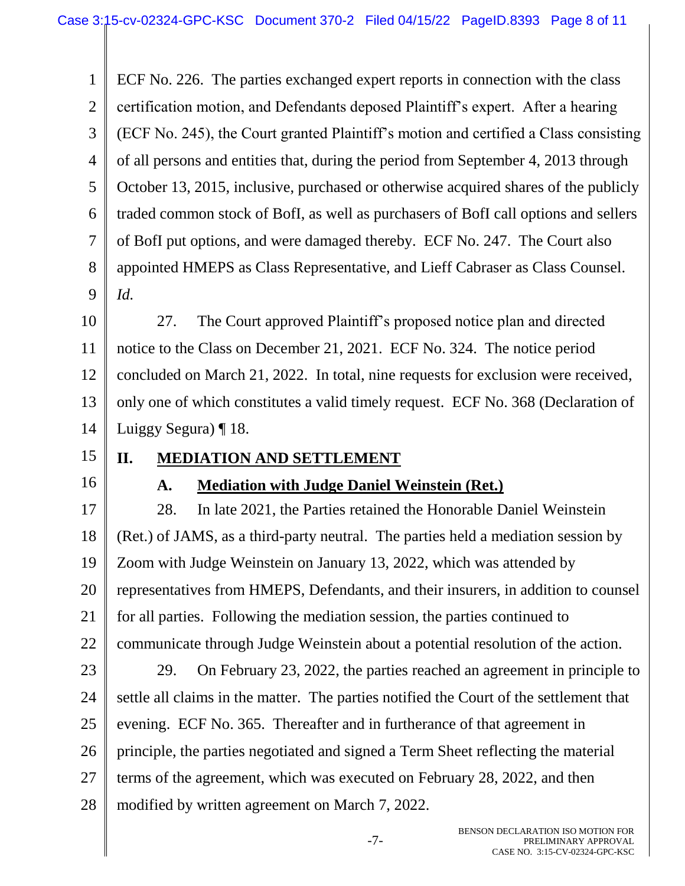ECF No. 226. The parties exchanged expert reports in connection with the class certification motion, and Defendants deposed Plaintiff's expert. After a hearing (ECF No. 245), the Court granted Plaintiff's motion and certified a Class consisting of all persons and entities that, during the period from September 4, 2013 through October 13, 2015, inclusive, purchased or otherwise acquired shares of the publicly traded common stock of BofI, as well as purchasers of BofI call options and sellers of BofI put options, and were damaged thereby. ECF No. 247. The Court also appointed HMEPS as Class Representative, and Lieff Cabraser as Class Counsel. *Id.*

27. The Court approved Plaintiff's proposed notice plan and directed notice to the Class on December 21, 2021. ECF No. 324. The notice period concluded on March 21, 2022. In total, nine requests for exclusion were received, only one of which constitutes a valid timely request. ECF No. 368 (Declaration of Luiggy Segura) ¶ 18.

## II. MEDIATION AND SETTLEMENT

### A. Mediation with Judge Daniel Weinstein (Ret.)

28. In late 2021, the Parties retained the Honorable Daniel Weinstein (Ret.) of JAMS, as a third-party neutral. The parties held a mediation session by Zoom with Judge Weinstein on January 13, 2022, which was attended by representatives from HMEPS, Defendants, and their insurers, in addition to counsel for all parties. Following the mediation session, the parties continued to communicate through Judge Weinstein about a potential resolution of the action.

29. On February 23, 2022, the parties reached an agreement in principle to settle all claims in the matter. The parties notified the Court of the settlement that evening. ECF No. 365. Thereafter and in furtherance of that agreement in principle, the parties negotiated and signed a Term Sheet reflecting the material terms of the agreement, which was executed on February 28, 2022, and then modified by written agreement on March 7, 2022.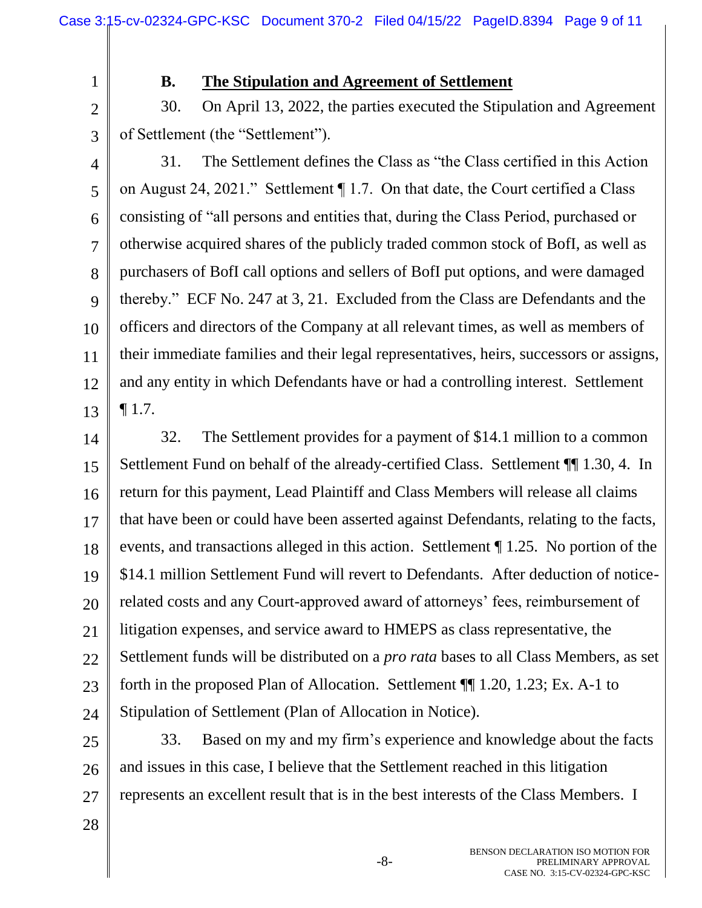### B. The Stipulation and Agreement of Settlement

30. On April 13, 2022, the parties executed the Stipulation and Agreement of Settlement (the "Settlement").

31. The Settlement defines the Class as "the Class certified in this Action on August 24, 2021." Settlement ¶ 1.7. On that date, the Court certified a Class consisting of "all persons and entities that, during the Class Period, purchased or otherwise acquired shares of the publicly traded common stock of BofI, as well as purchasers of BofI call options and sellers of BofI put options, and were damaged thereby." ECF No. 247 at 3, 21. Excluded from the Class are Defendants and the officers and directors of the Company at all relevant times, as well as members of their immediate families and their legal representatives, heirs, successors or assigns, and any entity in which Defendants have or had a controlling interest. Settlement ¶ 1.7.

32. The Settlement provides for a payment of $14.1 million to a common Settlement Fund on behalf of the already-certified Class. Settlement ¶¶ 1.30, 4. In return for this payment, Lead Plaintiff and Class Members will release all claims that have been or could have been asserted against Defendants, relating to the facts, events, and transactions alleged in this action. Settlement ¶ 1.25. No portion of the $14.1 million Settlement Fund will revert to Defendants. After deduction of notice-related costs and any Court-approved award of attorneys' fees, reimbursement of litigation expenses, and service award to HMEPS as class representative, the Settlement funds will be distributed on a *pro rata* bases to all Class Members, as set forth in the proposed Plan of Allocation. Settlement ¶¶ 1.20, 1.23; Ex. A-1 to Stipulation of Settlement (Plan of Allocation in Notice).

33. Based on my and my firm's experience and knowledge about the facts and issues in this case, I believe that the Settlement reached in this litigation represents an excellent result that is in the best interests of the Class Members. I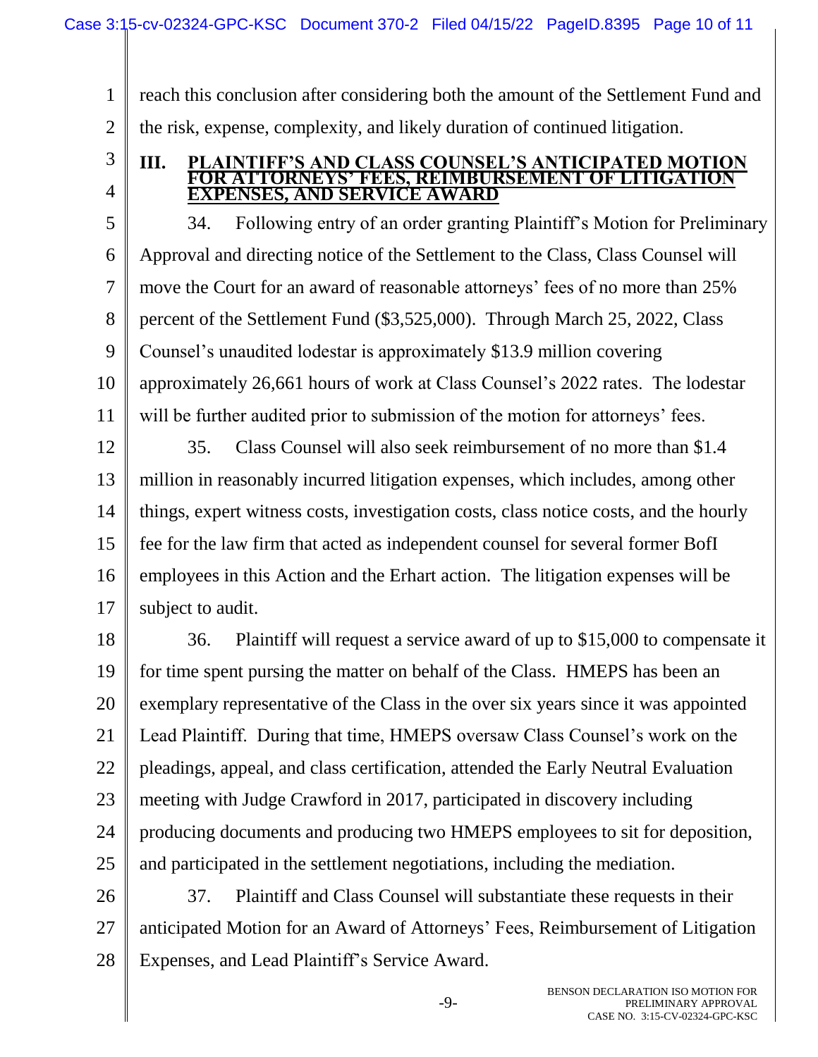reach this conclusion after considering both the amount of the Settlement Fund and the risk, expense, complexity, and likely duration of continued litigation.

## III. PLAINTIFF'S AND CLASS COUNSEL'S ANTICIPATED MOTION FOR ATTORNEYS' FEES, REIMBURSEMENT OF LITIGATION EXPENSES, AND SERVICE AWARD

34. Following entry of an order granting Plaintiff's Motion for Preliminary Approval and directing notice of the Settlement to the Class, Class Counsel will move the Court for an award of reasonable attorneys' fees of no more than 25% percent of the Settlement Fund ($3,525,000). Through March 25, 2022, Class Counsel's unaudited lodestar is approximately $13.9 million covering approximately 26,661 hours of work at Class Counsel's 2022 rates. The lodestar will be further audited prior to submission of the motion for attorneys' fees.

35. Class Counsel will also seek reimbursement of no more than $1.4 million in reasonably incurred litigation expenses, which includes, among other things, expert witness costs, investigation costs, class notice costs, and the hourly fee for the law firm that acted as independent counsel for several former BofI employees in this Action and the Erhart action. The litigation expenses will be subject to audit.

36. Plaintiff will request a service award of up to $15,000 to compensate it for time spent pursing the matter on behalf of the Class. HMEPS has been an exemplary representative of the Class in the over six years since it was appointed Lead Plaintiff. During that time, HMEPS oversaw Class Counsel's work on the pleadings, appeal, and class certification, attended the Early Neutral Evaluation meeting with Judge Crawford in 2017, participated in discovery including producing documents and producing two HMEPS employees to sit for deposition, and participated in the settlement negotiations, including the mediation.

37. Plaintiff and Class Counsel will substantiate these requests in their anticipated Motion for an Award of Attorneys' Fees, Reimbursement of Litigation Expenses, and Lead Plaintiff's Service Award.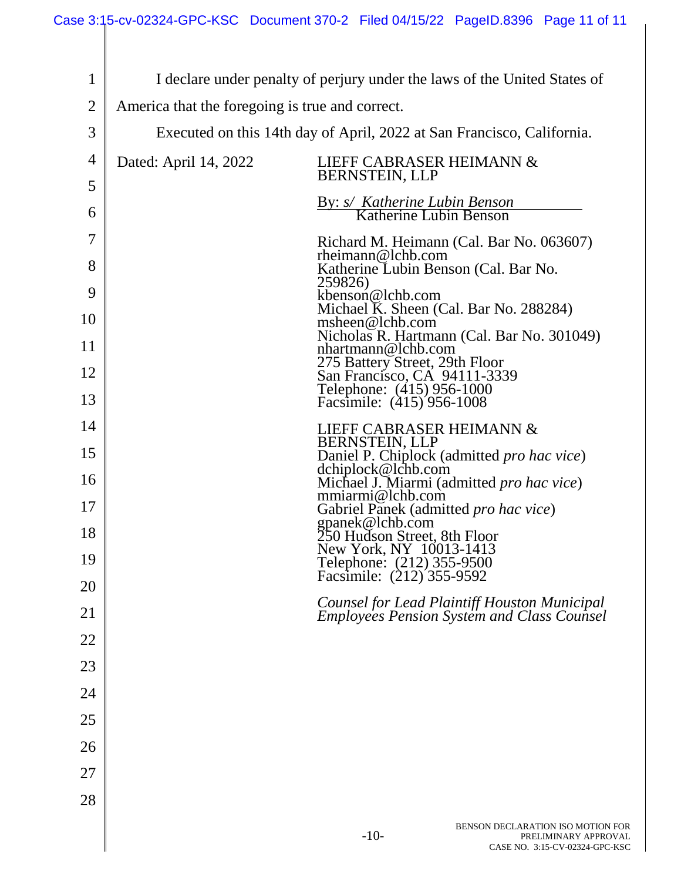I declare under penalty of perjury under the laws of the United States of America that the foregoing is true and correct.

Executed on this 14th day of April, 2022 at San Francisco, California.

Dated: April 14, 2022

LIEFF CABRASER HEIMANN & BERNSTEIN, LLP

By: *s/ Katherine Lubin Benson*
Katherine Lubin Benson

Richard M. Heimann (Cal. Bar No. 063607)
rheimann@lchb.com
Katherine Lubin Benson (Cal. Bar No. 259826)
kbenson@lchb.com
Michael K. Sheen (Cal. Bar No. 288284)
msheen@lchb.com
Nicholas R. Hartmann (Cal. Bar No. 301049)
nhartmann@lchb.com
275 Battery Street, 29th Floor
San Francisco, CA 94111-3339
Telephone: (415) 956-1000
Facsimile: (415) 956-1008

LIEFF CABRASER HEIMANN & BERNSTEIN, LLP
Daniel P. Chiplock (admitted *pro hac vice*)
dchiplock@lchb.com
Michael J. Miarmi (admitted *pro hac vice*)
mmiarmi@lchb.com
Gabriel Panek (admitted *pro hac vice*)
gpanek@lchb.com
250 Hudson Street, 8th Floor
New York, NY 10013-1413
Telephone: (212) 355-9500
Facsimile: (212) 355-9592

*Counsel for Lead Plaintiff Houston Municipal Employees Pension System and Class Counsel*